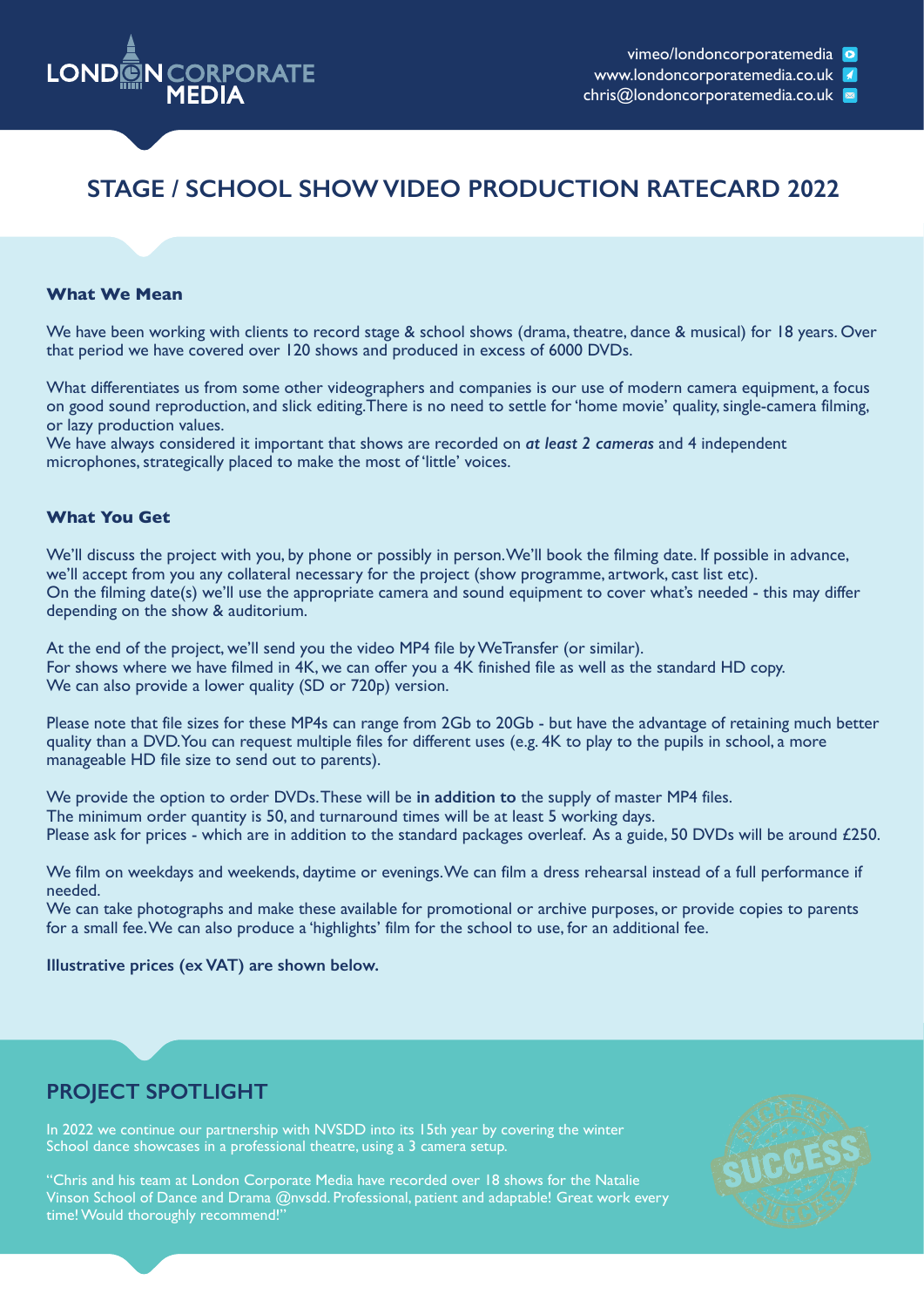LONDON CORPORATE MEDIA

vimeo/londoncorporatemedia
www.londoncorporatemedia.co.uk
chris@londoncorporatemedia.co.uk

# STAGE / SCHOOL SHOW VIDEO PRODUCTION RATECARD 2022

### What We Mean

We have been working with clients to record stage & school shows (drama, theatre, dance & musical) for 18 years. Over that period we have covered over 120 shows and produced in excess of 6000 DVDs.

What differentiates us from some other videographers and companies is our use of modern camera equipment, a focus on good sound reproduction, and slick editing. There is no need to settle for 'home movie' quality, single-camera filming, or lazy production values.
We have always considered it important that shows are recorded on ***at least 2 cameras*** and 4 independent microphones, strategically placed to make the most of 'little' voices.

### What You Get

We'll discuss the project with you, by phone or possibly in person. We'll book the filming date. If possible in advance, we'll accept from you any collateral necessary for the project (show programme, artwork, cast list etc).
On the filming date(s) we'll use the appropriate camera and sound equipment to cover what's needed - this may differ depending on the show & auditorium.

At the end of the project, we'll send you the video MP4 file by WeTransfer (or similar).
For shows where we have filmed in 4K, we can offer you a 4K finished file as well as the standard HD copy.
We can also provide a lower quality (SD or 720p) version.

Please note that file sizes for these MP4s can range from 2Gb to 20Gb - but have the advantage of retaining much better quality than a DVD. You can request multiple files for different uses (e.g. 4K to play to the pupils in school, a more manageable HD file size to send out to parents).

We provide the option to order DVDs. These will be **in addition to** the supply of master MP4 files.
The minimum order quantity is 50, and turnaround times will be at least 5 working days.
Please ask for prices - which are in addition to the standard packages overleaf. As a guide, 50 DVDs will be around £250.

We film on weekdays and weekends, daytime or evenings. We can film a dress rehearsal instead of a full performance if needed.
We can take photographs and make these available for promotional or archive purposes, or provide copies to parents for a small fee. We can also produce a 'highlights' film for the school to use, for an additional fee.

**Illustrative prices (ex VAT) are shown below.**

## PROJECT SPOTLIGHT

In 2022 we continue our partnership with NVSDD into its 15th year by covering the winter School dance showcases in a professional theatre, using a 3 camera setup.

"Chris and his team at London Corporate Media have recorded over 18 shows for the Natalie Vinson School of Dance and Drama @nvsdd. Professional, patient and adaptable! Great work every time! Would thoroughly recommend!"

SUCCESS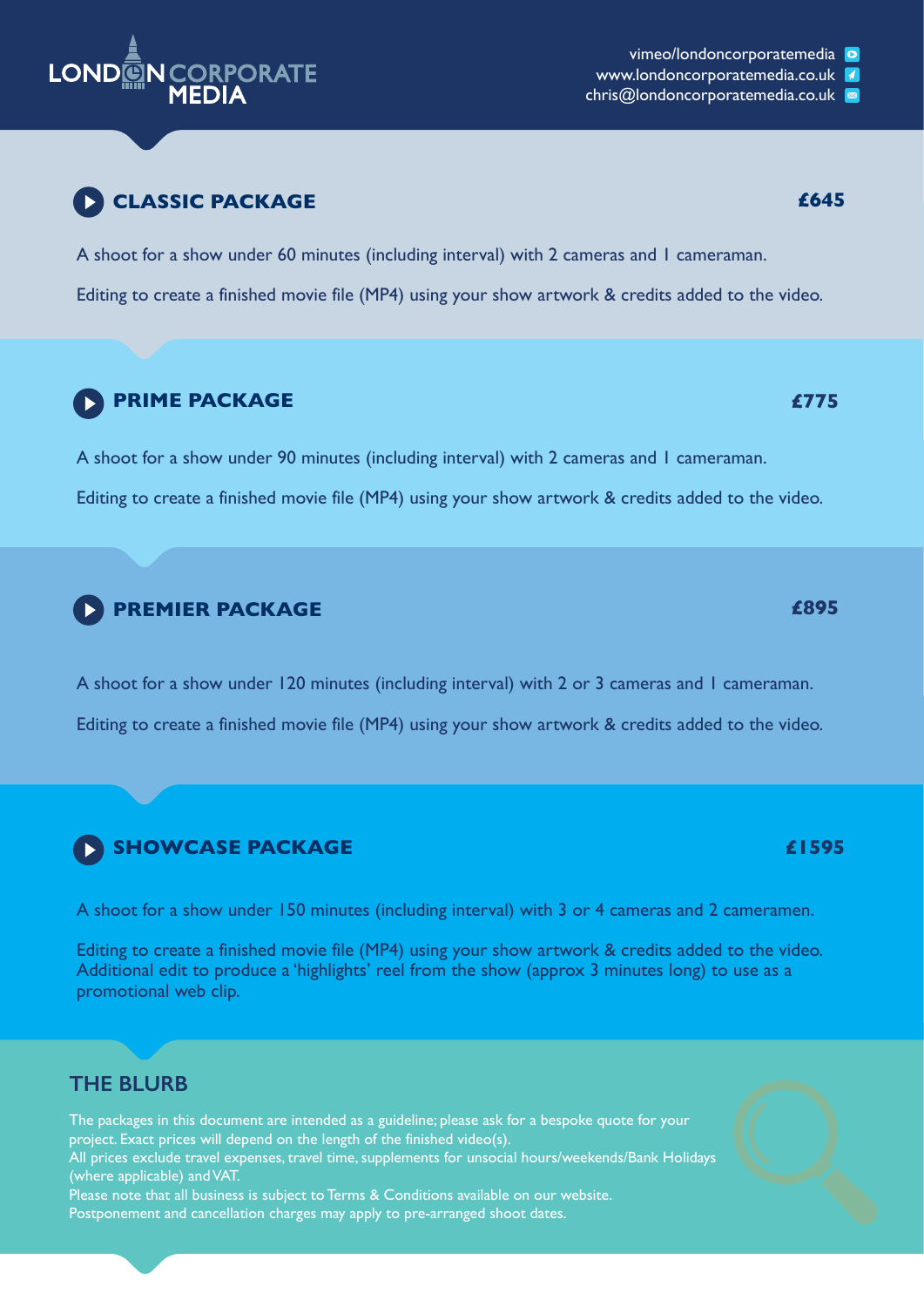LONDON CORPORATE MEDIA

vimeo/londoncorporatemedia
www.londoncorporatemedia.co.uk
chris@londoncorporatemedia.co.uk

## CLASSIC PACKAGE — £645

A shoot for a show under 60 minutes (including interval) with 2 cameras and 1 cameraman.

Editing to create a finished movie file (MP4) using your show artwork & credits added to the video.

## PRIME PACKAGE — £775

A shoot for a show under 90 minutes (including interval) with 2 cameras and 1 cameraman.

Editing to create a finished movie file (MP4) using your show artwork & credits added to the video.

## PREMIER PACKAGE — £895

A shoot for a show under 120 minutes (including interval) with 2 or 3 cameras and 1 cameraman.

Editing to create a finished movie file (MP4) using your show artwork & credits added to the video.

## SHOWCASE PACKAGE — £1595

A shoot for a show under 150 minutes (including interval) with 3 or 4 cameras and 2 cameramen.

Editing to create a finished movie file (MP4) using your show artwork & credits added to the video. Additional edit to produce a 'highlights' reel from the show (approx 3 minutes long) to use as a promotional web clip.

## THE BLURB

The packages in this document are intended as a guideline; please ask for a bespoke quote for your project. Exact prices will depend on the length of the finished video(s).
All prices exclude travel expenses, travel time, supplements for unsocial hours/weekends/Bank Holidays (where applicable) and VAT.
Please note that all business is subject to Terms & Conditions available on our website.
Postponement and cancellation charges may apply to pre-arranged shoot dates.